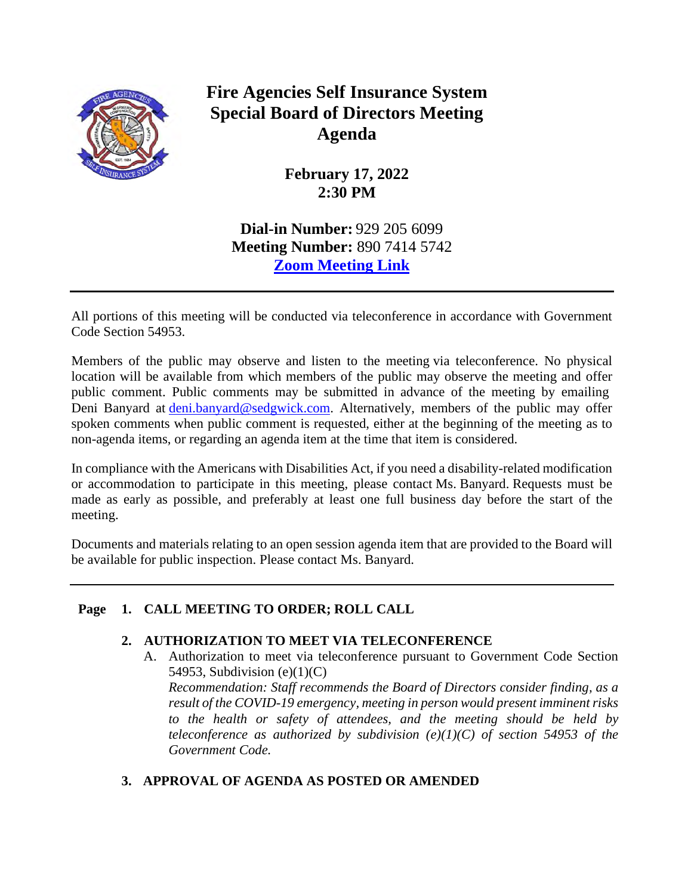# Fire Agencies Self Insurance System Special Board of Directors Meeting Agenda

**February 17, 2022**
**2:30 PM**

**Dial-in Number:** 929 205 6099
**Meeting Number:** 890 7414 5742
**Zoom Meeting Link**

---

All portions of this meeting will be conducted via teleconference in accordance with Government Code Section 54953.

Members of the public may observe and listen to the meeting via teleconference. No physical location will be available from which members of the public may observe the meeting and offer public comment. Public comments may be submitted in advance of the meeting by emailing Deni Banyard at deni.banyard@sedgwick.com. Alternatively, members of the public may offer spoken comments when public comment is requested, either at the beginning of the meeting as to non-agenda items, or regarding an agenda item at the time that item is considered.

In compliance with the Americans with Disabilities Act, if you need a disability-related modification or accommodation to participate in this meeting, please contact Ms. Banyard. Requests must be made as early as possible, and preferably at least one full business day before the start of the meeting.

Documents and materials relating to an open session agenda item that are provided to the Board will be available for public inspection. Please contact Ms. Banyard.

---

**Page**

**1. CALL MEETING TO ORDER; ROLL CALL**

**2. AUTHORIZATION TO MEET VIA TELECONFERENCE**

A. Authorization to meet via teleconference pursuant to Government Code Section 54953, Subdivision (e)(1)(C)
*Recommendation: Staff recommends the Board of Directors consider finding, as a result of the COVID-19 emergency, meeting in person would present imminent risks to the health or safety of attendees, and the meeting should be held by teleconference as authorized by subdivision (e)(1)(C) of section 54953 of the Government Code.*

**3. APPROVAL OF AGENDA AS POSTED OR AMENDED**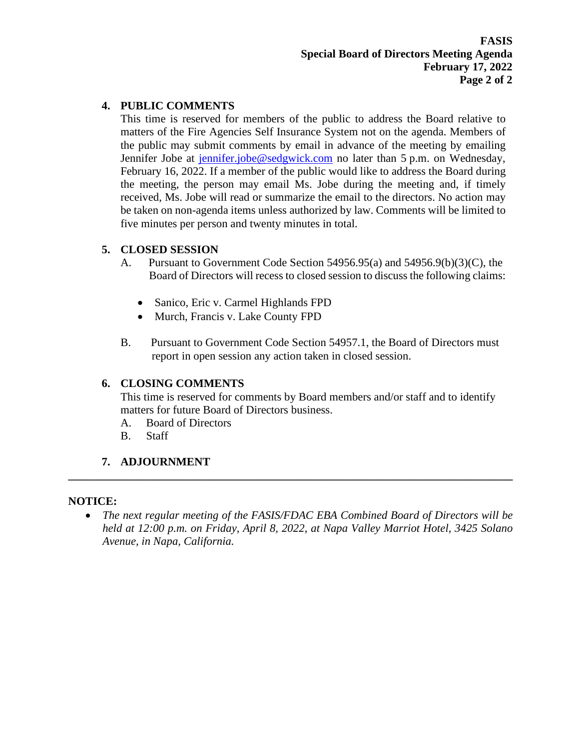### 4. PUBLIC COMMENTS

This time is reserved for members of the public to address the Board relative to matters of the Fire Agencies Self Insurance System not on the agenda. Members of the public may submit comments by email in advance of the meeting by emailing Jennifer Jobe at jennifer.jobe@sedgwick.com no later than 5 p.m. on Wednesday, February 16, 2022. If a member of the public would like to address the Board during the meeting, the person may email Ms. Jobe during the meeting and, if timely received, Ms. Jobe will read or summarize the email to the directors. No action may be taken on non-agenda items unless authorized by law. Comments will be limited to five minutes per person and twenty minutes in total.

### 5. CLOSED SESSION

A. Pursuant to Government Code Section 54956.95(a) and 54956.9(b)(3)(C), the Board of Directors will recess to closed session to discuss the following claims:

- Sanico, Eric v. Carmel Highlands FPD
- Murch, Francis v. Lake County FPD

B. Pursuant to Government Code Section 54957.1, the Board of Directors must report in open session any action taken in closed session.

### 6. CLOSING COMMENTS

This time is reserved for comments by Board members and/or staff and to identify matters for future Board of Directors business.

A. Board of Directors
B. Staff

### 7. ADJOURNMENT

---

**NOTICE:**

- *The next regular meeting of the FASIS/FDAC EBA Combined Board of Directors will be held at 12:00 p.m. on Friday, April 8, 2022, at Napa Valley Marriot Hotel, 3425 Solano Avenue, in Napa, California.*